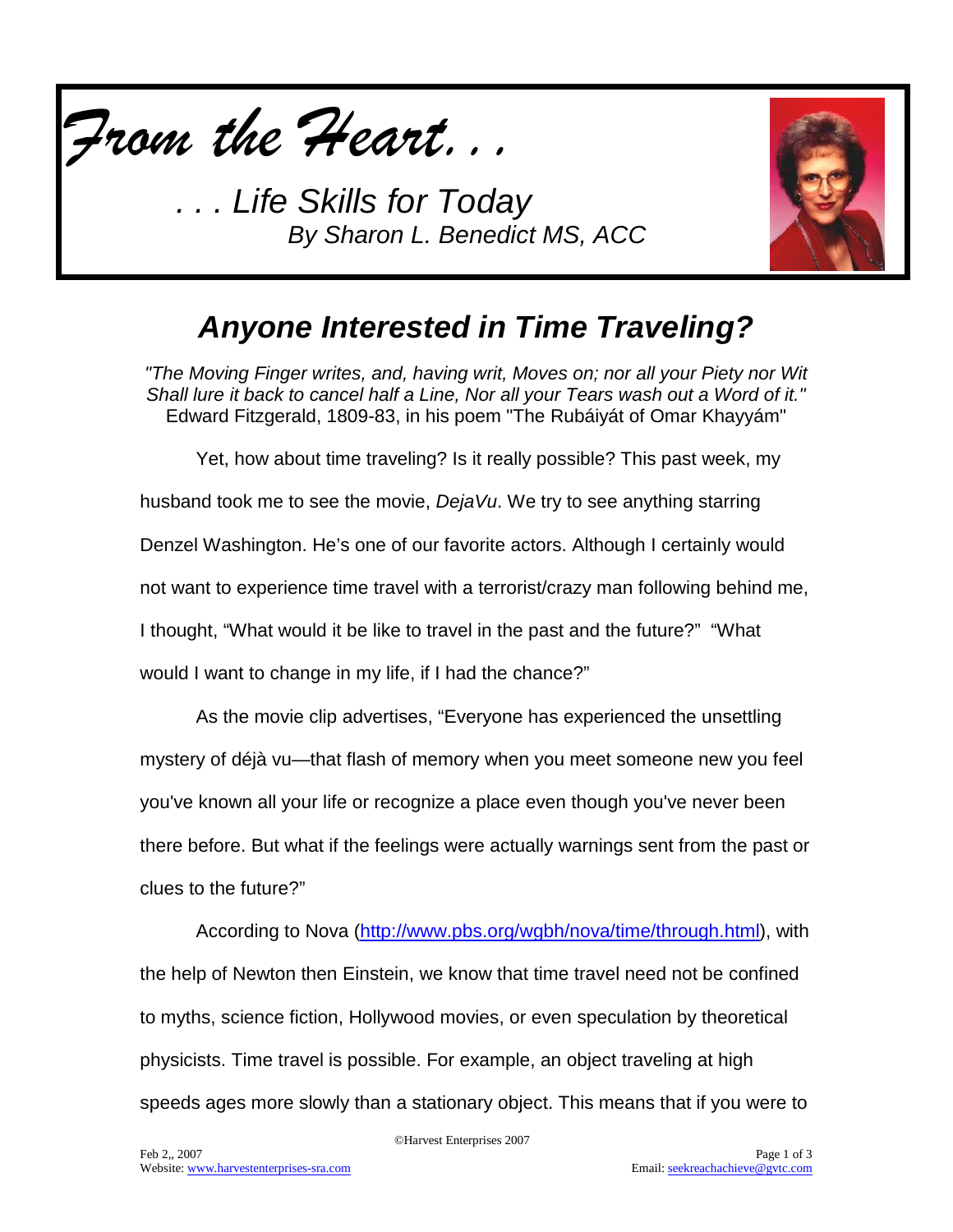# *From the Heart. . .*

*. . . Life Skills for Today*
*By Sharon L. Benedict MS, ACC*

## *Anyone Interested in Time Traveling?*

*"The Moving Finger writes, and, having writ, Moves on; nor all your Piety nor Wit Shall lure it back to cancel half a Line, Nor all your Tears wash out a Word of it."*
Edward Fitzgerald, 1809-83, in his poem "The Rubáiyát of Omar Khayyám"

Yet, how about time traveling? Is it really possible? This past week, my husband took me to see the movie, *DejaVu*. We try to see anything starring Denzel Washington. He's one of our favorite actors. Although I certainly would not want to experience time travel with a terrorist/crazy man following behind me, I thought, "What would it be like to travel in the past and the future?" "What would I want to change in my life, if I had the chance?"

As the movie clip advertises, "Everyone has experienced the unsettling mystery of déjà vu—that flash of memory when you meet someone new you feel you've known all your life or recognize a place even though you've never been there before. But what if the feelings were actually warnings sent from the past or clues to the future?"

According to Nova (http://www.pbs.org/wgbh/nova/time/through.html), with the help of Newton then Einstein, we know that time travel need not be confined to myths, science fiction, Hollywood movies, or even speculation by theoretical physicists. Time travel is possible. For example, an object traveling at high speeds ages more slowly than a stationary object. This means that if you were to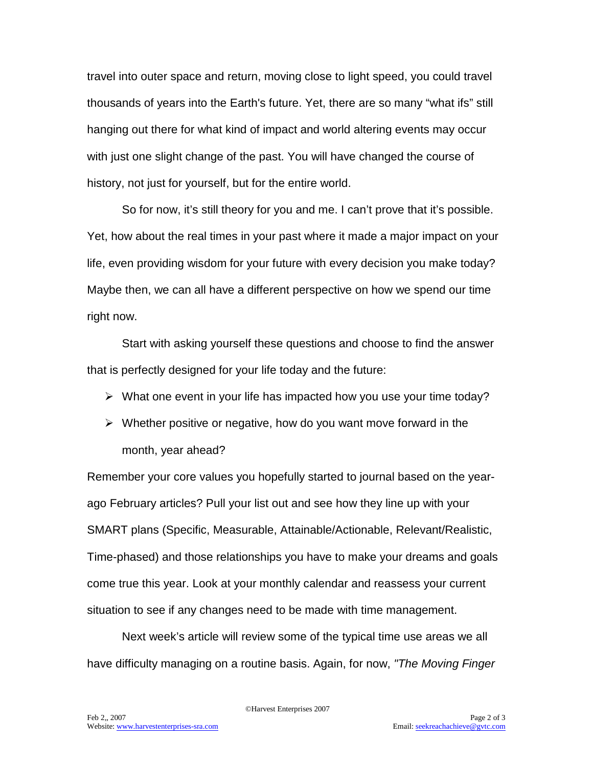travel into outer space and return, moving close to light speed, you could travel thousands of years into the Earth's future. Yet, there are so many "what ifs" still hanging out there for what kind of impact and world altering events may occur with just one slight change of the past. You will have changed the course of history, not just for yourself, but for the entire world.

So for now, it's still theory for you and me. I can't prove that it's possible. Yet, how about the real times in your past where it made a major impact on your life, even providing wisdom for your future with every decision you make today? Maybe then, we can all have a different perspective on how we spend our time right now.

Start with asking yourself these questions and choose to find the answer that is perfectly designed for your life today and the future:

- What one event in your life has impacted how you use your time today?
- Whether positive or negative, how do you want move forward in the month, year ahead?

Remember your core values you hopefully started to journal based on the year-ago February articles? Pull your list out and see how they line up with your SMART plans (Specific, Measurable, Attainable/Actionable, Relevant/Realistic, Time-phased) and those relationships you have to make your dreams and goals come true this year. Look at your monthly calendar and reassess your current situation to see if any changes need to be made with time management.

Next week's article will review some of the typical time use areas we all have difficulty managing on a routine basis. Again, for now, *"The Moving Finger*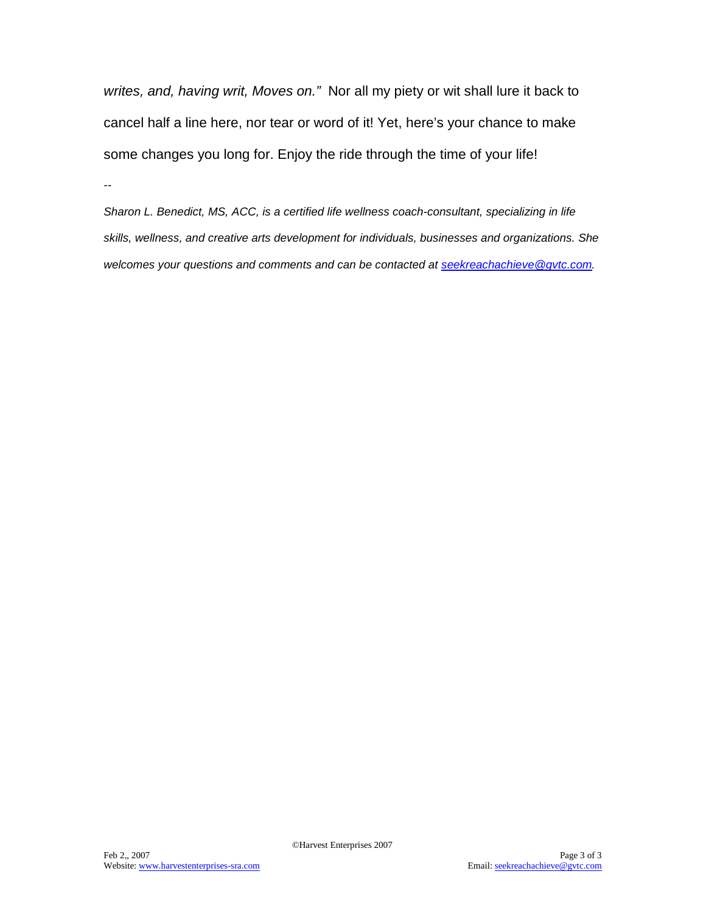*writes, and, having writ, Moves on."* Nor all my piety or wit shall lure it back to cancel half a line here, nor tear or word of it! Yet, here's your chance to make some changes you long for. Enjoy the ride through the time of your life!

--

*Sharon L. Benedict, MS, ACC, is a certified life wellness coach-consultant, specializing in life skills, wellness, and creative arts development for individuals, businesses and organizations. She welcomes your questions and comments and can be contacted at seekreachachieve@gvtc.com.*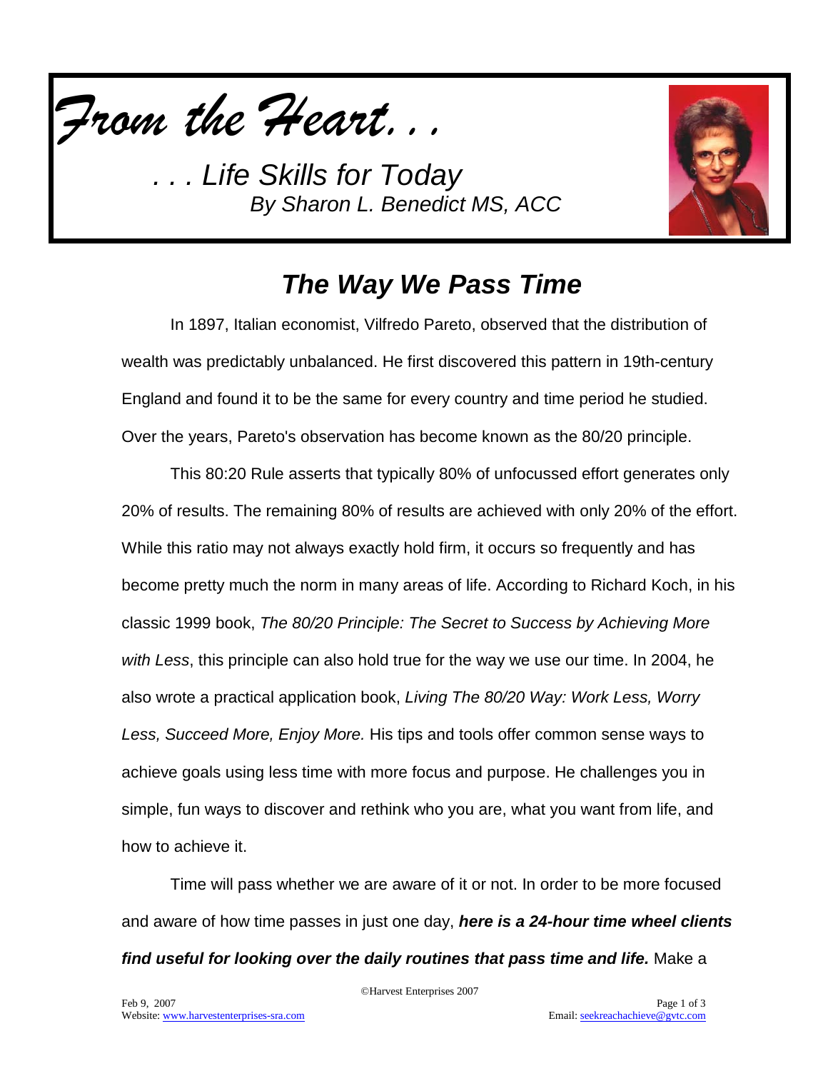*From the Heart. . .*

*. . . Life Skills for Today*
*By Sharon L. Benedict MS, ACC*

# *The Way We Pass Time*

In 1897, Italian economist, Vilfredo Pareto, observed that the distribution of wealth was predictably unbalanced. He first discovered this pattern in 19th-century England and found it to be the same for every country and time period he studied. Over the years, Pareto's observation has become known as the 80/20 principle.

This 80:20 Rule asserts that typically 80% of unfocussed effort generates only 20% of results. The remaining 80% of results are achieved with only 20% of the effort. While this ratio may not always exactly hold firm, it occurs so frequently and has become pretty much the norm in many areas of life. According to Richard Koch, in his classic 1999 book, *The 80/20 Principle: The Secret to Success by Achieving More with Less*, this principle can also hold true for the way we use our time. In 2004, he also wrote a practical application book, *Living The 80/20 Way: Work Less, Worry Less, Succeed More, Enjoy More.* His tips and tools offer common sense ways to achieve goals using less time with more focus and purpose. He challenges you in simple, fun ways to discover and rethink who you are, what you want from life, and how to achieve it.

Time will pass whether we are aware of it or not. In order to be more focused and aware of how time passes in just one day, ***here is a 24-hour time wheel clients find useful for looking over the daily routines that pass time and life.*** Make a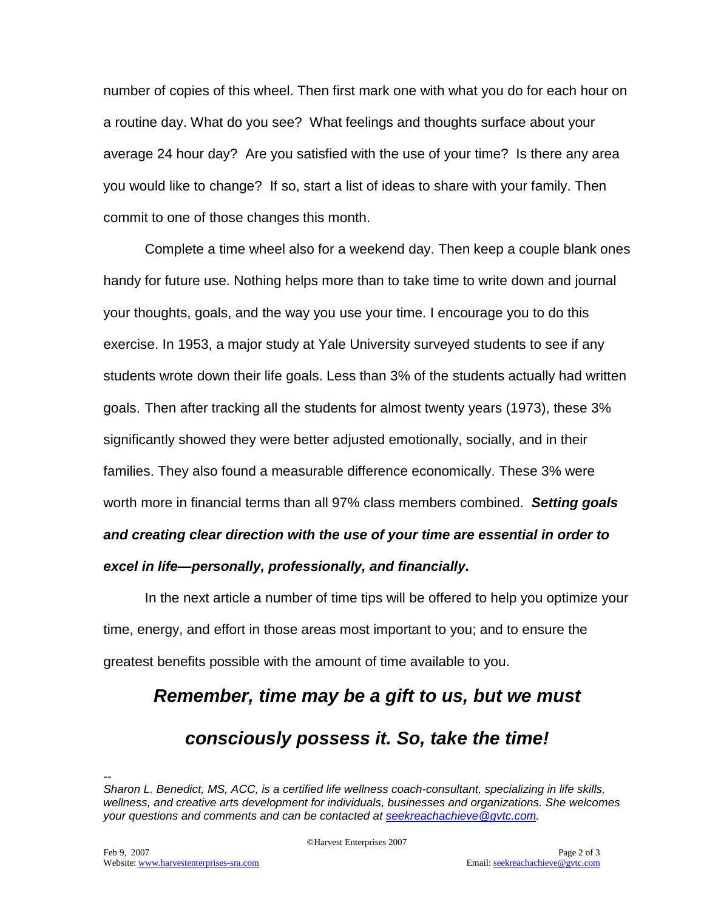number of copies of this wheel. Then first mark one with what you do for each hour on a routine day. What do you see? What feelings and thoughts surface about your average 24 hour day? Are you satisfied with the use of your time? Is there any area you would like to change? If so, start a list of ideas to share with your family. Then commit to one of those changes this month.

Complete a time wheel also for a weekend day. Then keep a couple blank ones handy for future use. Nothing helps more than to take time to write down and journal your thoughts, goals, and the way you use your time. I encourage you to do this exercise. In 1953, a major study at Yale University surveyed students to see if any students wrote down their life goals. Less than 3% of the students actually had written goals. Then after tracking all the students for almost twenty years (1973), these 3% significantly showed they were better adjusted emotionally, socially, and in their families. They also found a measurable difference economically. These 3% were worth more in financial terms than all 97% class members combined. ***Setting goals and creating clear direction with the use of your time are essential in order to excel in life—personally, professionally, and financially.***

In the next article a number of time tips will be offered to help you optimize your time, energy, and effort in those areas most important to you; and to ensure the greatest benefits possible with the amount of time available to you.

***Remember, time may be a gift to us, but we must consciously possess it. So, take the time!***

--

*Sharon L. Benedict, MS, ACC, is a certified life wellness coach-consultant, specializing in life skills, wellness, and creative arts development for individuals, businesses and organizations. She welcomes your questions and comments and can be contacted at seekreachachieve@gvtc.com.*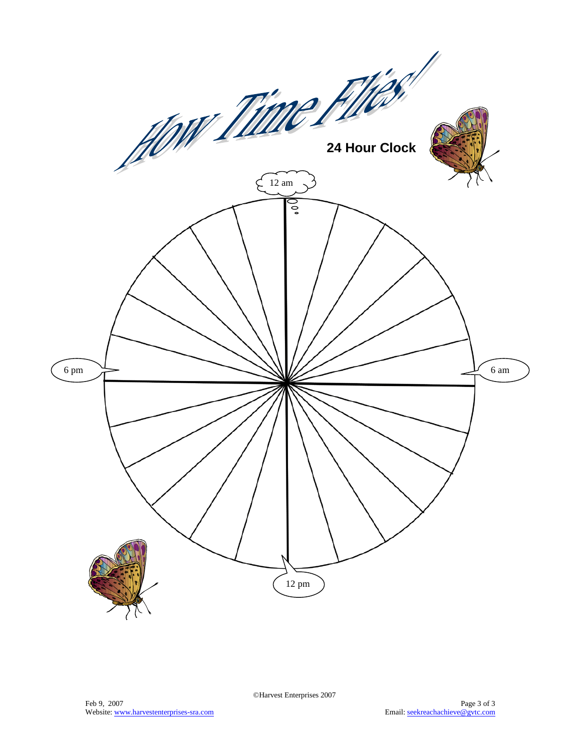# How Time Flies!

## 24 Hour Clock

12 am

6 pm

6 am

12 pm

©Harvest Enterprises 2007

Feb 9, 2007
Website: www.harvestenterprises-sra.com

Email: seekreachachieve@gvtc.com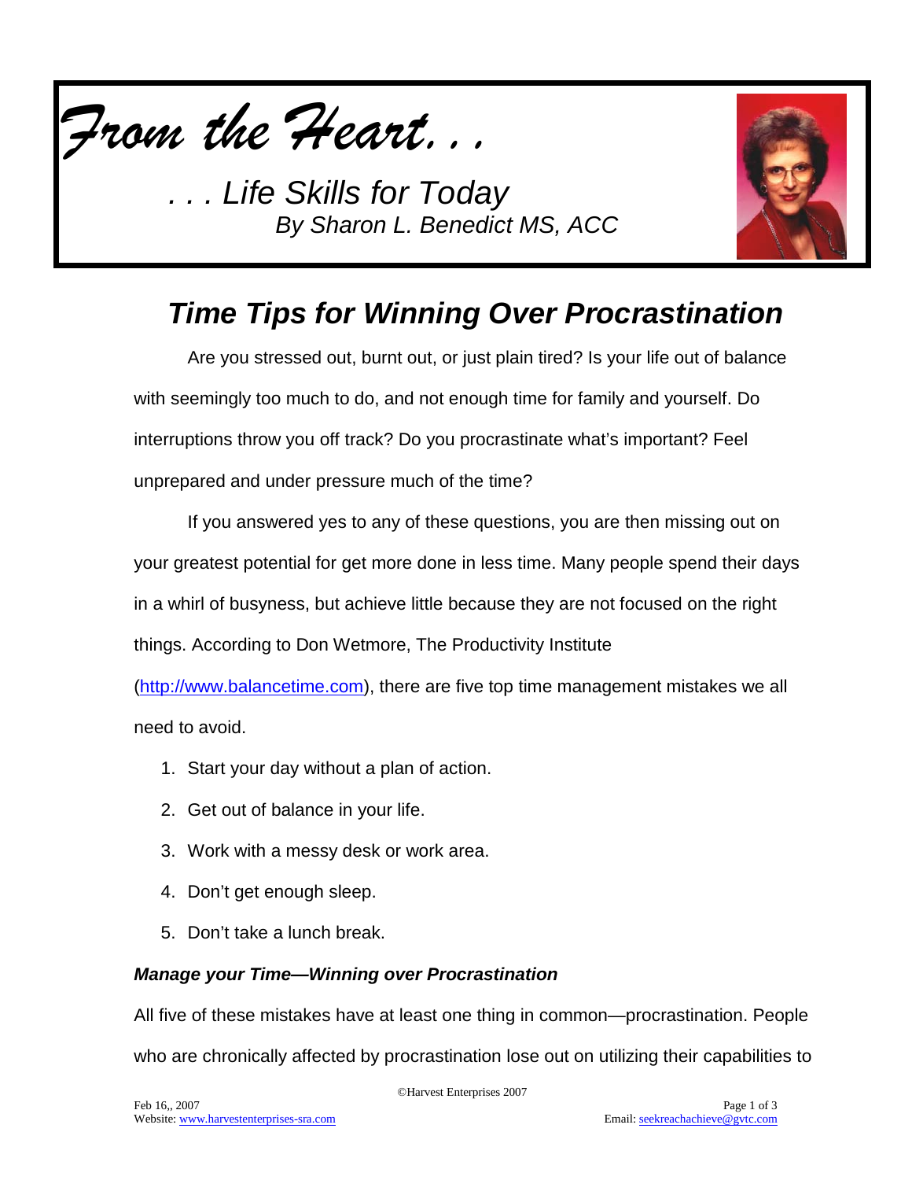# *From the Heart. . .*

*. . . Life Skills for Today*
*By Sharon L. Benedict MS, ACC*

## *Time Tips for Winning Over Procrastination*

Are you stressed out, burnt out, or just plain tired? Is your life out of balance with seemingly too much to do, and not enough time for family and yourself. Do interruptions throw you off track? Do you procrastinate what's important? Feel unprepared and under pressure much of the time?

If you answered yes to any of these questions, you are then missing out on your greatest potential for get more done in less time. Many people spend their days in a whirl of busyness, but achieve little because they are not focused on the right things. According to Don Wetmore, The Productivity Institute (http://www.balancetime.com), there are five top time management mistakes we all need to avoid.

1. Start your day without a plan of action.
2. Get out of balance in your life.
3. Work with a messy desk or work area.
4. Don't get enough sleep.
5. Don't take a lunch break.

### *Manage your Time—Winning over Procrastination*

All five of these mistakes have at least one thing in common—procrastination. People who are chronically affected by procrastination lose out on utilizing their capabilities to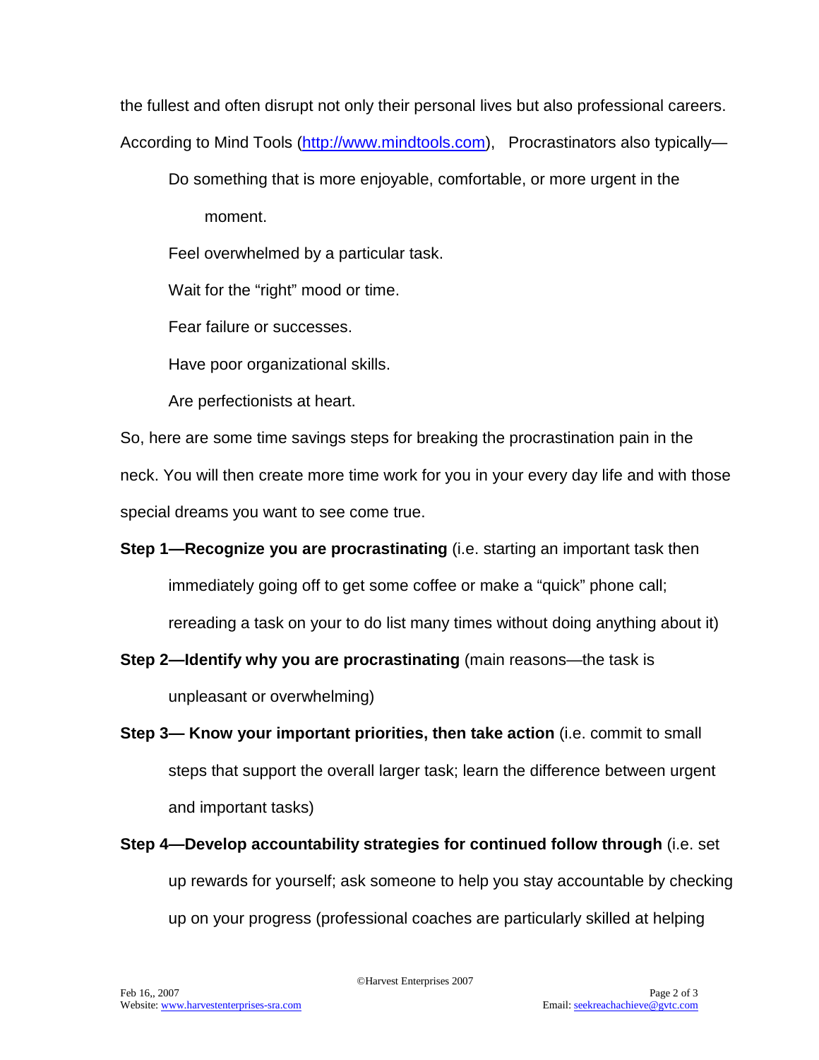the fullest and often disrupt not only their personal lives but also professional careers. According to Mind Tools (http://www.mindtools.com), Procrastinators also typically—

Do something that is more enjoyable, comfortable, or more urgent in the moment.

Feel overwhelmed by a particular task.

Wait for the "right" mood or time.

Fear failure or successes.

Have poor organizational skills.

Are perfectionists at heart.

So, here are some time savings steps for breaking the procrastination pain in the neck. You will then create more time work for you in your every day life and with those special dreams you want to see come true.

**Step 1—Recognize you are procrastinating** (i.e. starting an important task then immediately going off to get some coffee or make a "quick" phone call; rereading a task on your to do list many times without doing anything about it)

**Step 2—Identify why you are procrastinating** (main reasons—the task is unpleasant or overwhelming)

**Step 3— Know your important priorities, then take action** (i.e. commit to small steps that support the overall larger task; learn the difference between urgent and important tasks)

**Step 4—Develop accountability strategies for continued follow through** (i.e. set up rewards for yourself; ask someone to help you stay accountable by checking up on your progress (professional coaches are particularly skilled at helping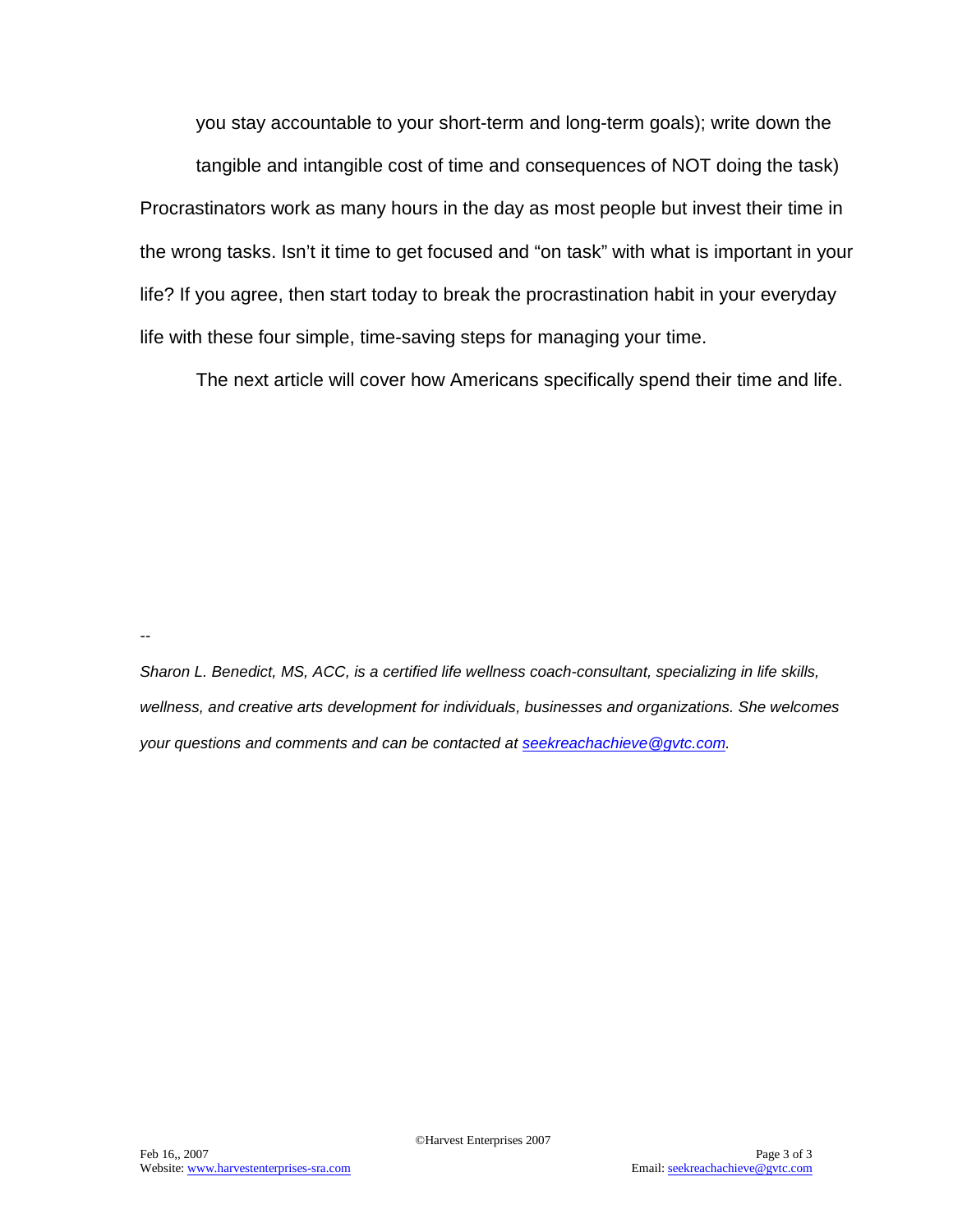you stay accountable to your short-term and long-term goals); write down the tangible and intangible cost of time and consequences of NOT doing the task)

Procrastinators work as many hours in the day as most people but invest their time in the wrong tasks. Isn't it time to get focused and "on task" with what is important in your life? If you agree, then start today to break the procrastination habit in your everyday life with these four simple, time-saving steps for managing your time.

The next article will cover how Americans specifically spend their time and life.

--

*Sharon L. Benedict, MS, ACC, is a certified life wellness coach-consultant, specializing in life skills, wellness, and creative arts development for individuals, businesses and organizations. She welcomes your questions and comments and can be contacted at seekreachachieve@gvtc.com.*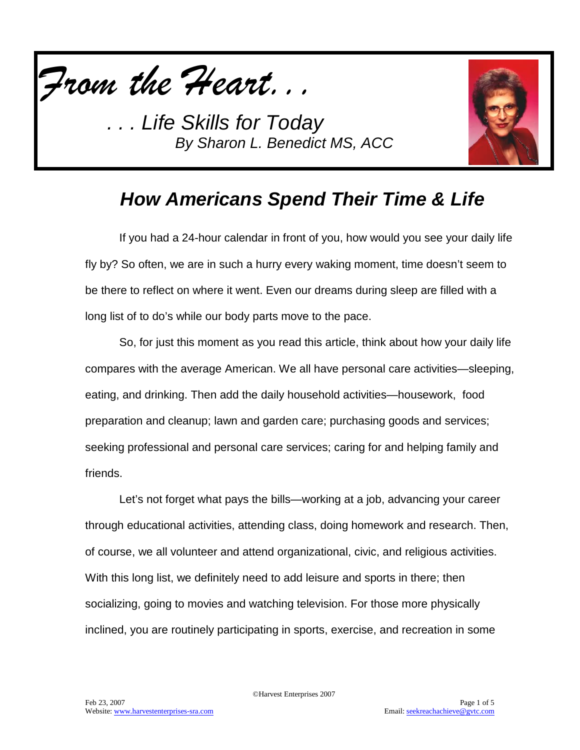*From the Heart. . .*

*. . . Life Skills for Today*
*By Sharon L. Benedict MS, ACC*

## ***How Americans Spend Their Time & Life***

If you had a 24-hour calendar in front of you, how would you see your daily life fly by? So often, we are in such a hurry every waking moment, time doesn't seem to be there to reflect on where it went. Even our dreams during sleep are filled with a long list of to do's while our body parts move to the pace.

So, for just this moment as you read this article, think about how your daily life compares with the average American. We all have personal care activities—sleeping, eating, and drinking. Then add the daily household activities—housework, food preparation and cleanup; lawn and garden care; purchasing goods and services; seeking professional and personal care services; caring for and helping family and friends.

Let's not forget what pays the bills—working at a job, advancing your career through educational activities, attending class, doing homework and research. Then, of course, we all volunteer and attend organizational, civic, and religious activities. With this long list, we definitely need to add leisure and sports in there; then socializing, going to movies and watching television. For those more physically inclined, you are routinely participating in sports, exercise, and recreation in some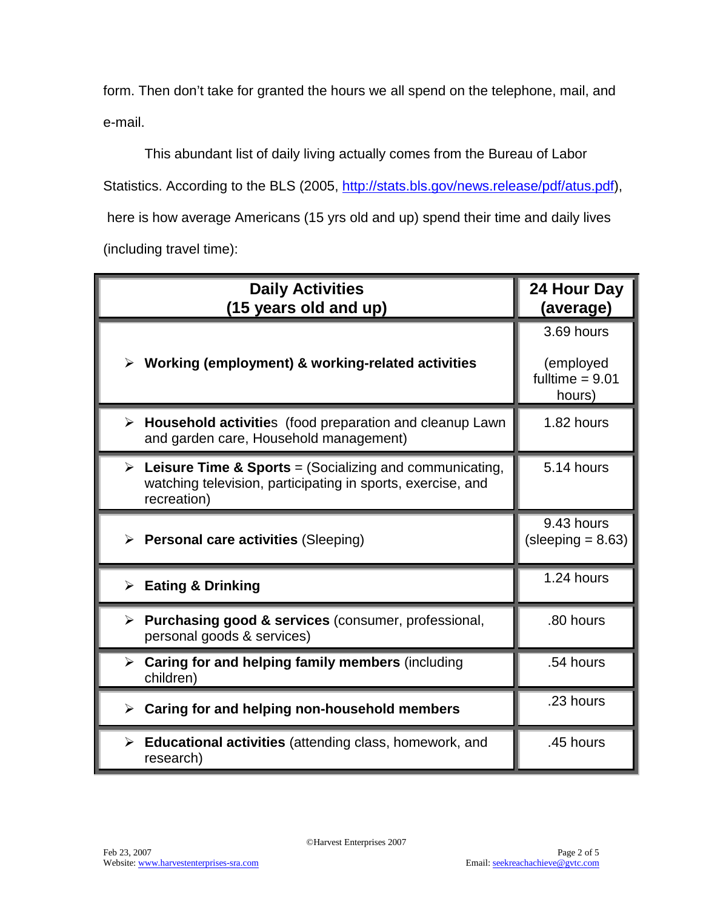form. Then don't take for granted the hours we all spend on the telephone, mail, and e-mail.

This abundant list of daily living actually comes from the Bureau of Labor Statistics. According to the BLS (2005, http://stats.bls.gov/news.release/pdf/atus.pdf), here is how average Americans (15 yrs old and up) spend their time and daily lives (including travel time):

| Daily Activities (15 years old and up) | 24 Hour Day (average) |
|---|---|
| ➢ **Working (employment) & working-related activities** | 3.69 hours (employed fulltime = 9.01 hours) |
| ➢ **Household activitie**s (food preparation and cleanup Lawn and garden care, Household management) | 1.82 hours |
| ➢ **Leisure Time & Sports** = (Socializing and communicating, watching television, participating in sports, exercise, and recreation) | 5.14 hours |
| ➢ **Personal care activities** (Sleeping) | 9.43 hours (sleeping = 8.63) |
| ➢ **Eating & Drinking** | 1.24 hours |
| ➢ **Purchasing good & services** (consumer, professional, personal goods & services) | .80 hours |
| ➢ **Caring for and helping family members** (including children) | .54 hours |
| ➢ **Caring for and helping non-household members** | .23 hours |
| ➢ **Educational activities** (attending class, homework, and research) | .45 hours |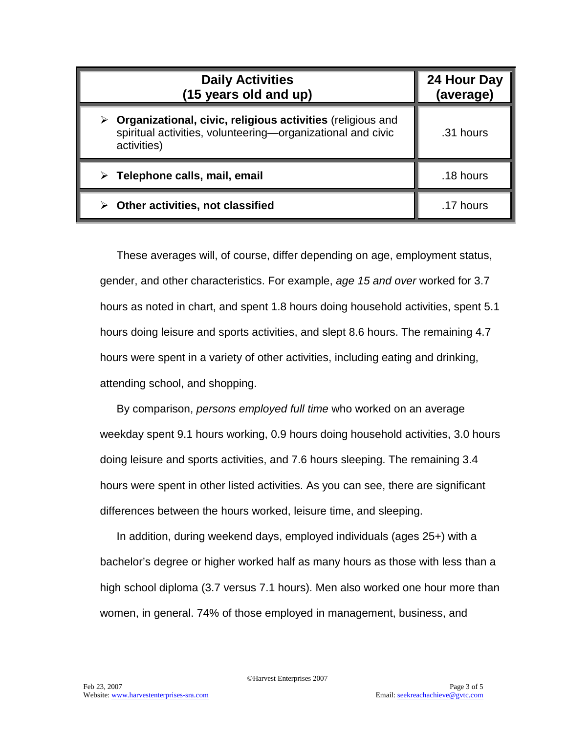| Daily Activities (15 years old and up) | 24 Hour Day (average) |
|---|---|
| ➢ **Organizational, civic, religious activities** (religious and spiritual activities, volunteering—organizational and civic activities) | .31 hours |
| ➢ **Telephone calls, mail, email** | .18 hours |
| ➢ **Other activities, not classified** | .17 hours |

These averages will, of course, differ depending on age, employment status, gender, and other characteristics. For example, *age 15 and over* worked for 3.7 hours as noted in chart, and spent 1.8 hours doing household activities, spent 5.1 hours doing leisure and sports activities, and slept 8.6 hours. The remaining 4.7 hours were spent in a variety of other activities, including eating and drinking, attending school, and shopping.

By comparison, *persons employed full time* who worked on an average weekday spent 9.1 hours working, 0.9 hours doing household activities, 3.0 hours doing leisure and sports activities, and 7.6 hours sleeping. The remaining 3.4 hours were spent in other listed activities. As you can see, there are significant differences between the hours worked, leisure time, and sleeping.

In addition, during weekend days, employed individuals (ages 25+) with a bachelor's degree or higher worked half as many hours as those with less than a high school diploma (3.7 versus 7.1 hours). Men also worked one hour more than women, in general. 74% of those employed in management, business, and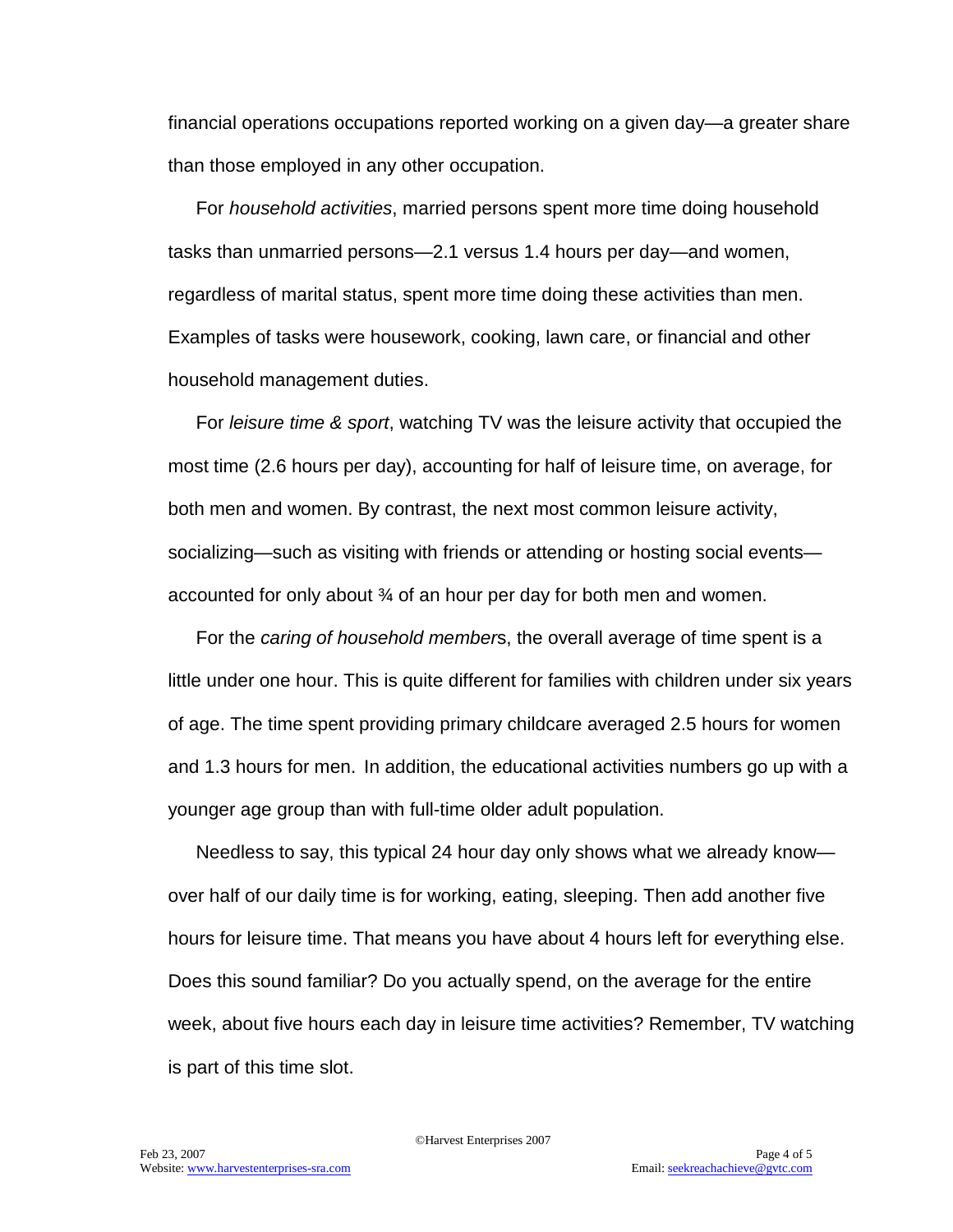financial operations occupations reported working on a given day—a greater share than those employed in any other occupation.

For *household activities*, married persons spent more time doing household tasks than unmarried persons—2.1 versus 1.4 hours per day—and women, regardless of marital status, spent more time doing these activities than men. Examples of tasks were housework, cooking, lawn care, or financial and other household management duties.

For *leisure time & sport*, watching TV was the leisure activity that occupied the most time (2.6 hours per day), accounting for half of leisure time, on average, for both men and women. By contrast, the next most common leisure activity, socializing—such as visiting with friends or attending or hosting social events—accounted for only about ¾ of an hour per day for both men and women.

For the *caring of household member*s, the overall average of time spent is a little under one hour. This is quite different for families with children under six years of age. The time spent providing primary childcare averaged 2.5 hours for women and 1.3 hours for men. In addition, the educational activities numbers go up with a younger age group than with full-time older adult population.

Needless to say, this typical 24 hour day only shows what we already know—over half of our daily time is for working, eating, sleeping. Then add another five hours for leisure time. That means you have about 4 hours left for everything else. Does this sound familiar? Do you actually spend, on the average for the entire week, about five hours each day in leisure time activities? Remember, TV watching is part of this time slot.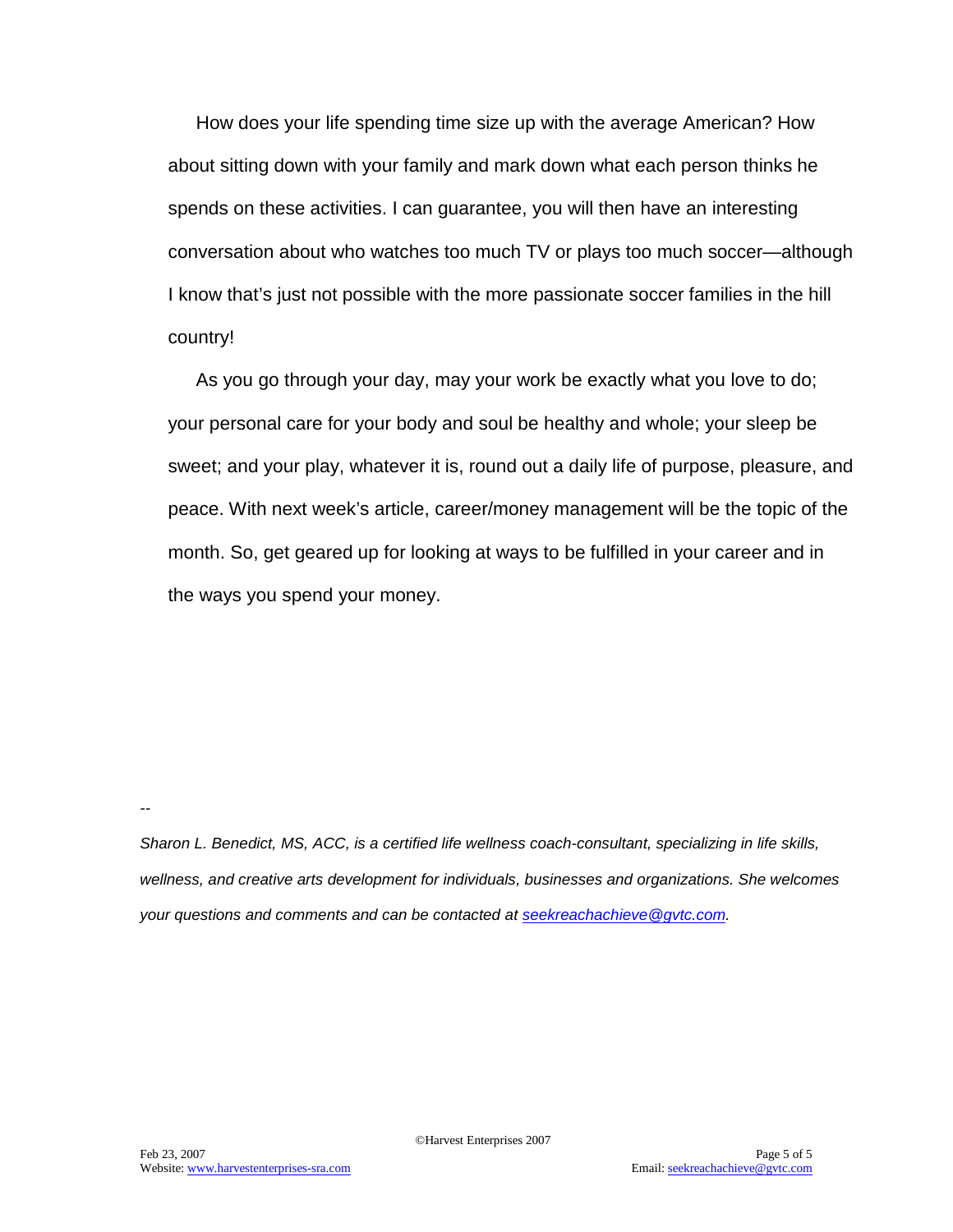How does your life spending time size up with the average American? How about sitting down with your family and mark down what each person thinks he spends on these activities. I can guarantee, you will then have an interesting conversation about who watches too much TV or plays too much soccer—although I know that's just not possible with the more passionate soccer families in the hill country!

As you go through your day, may your work be exactly what you love to do; your personal care for your body and soul be healthy and whole; your sleep be sweet; and your play, whatever it is, round out a daily life of purpose, pleasure, and peace. With next week's article, career/money management will be the topic of the month. So, get geared up for looking at ways to be fulfilled in your career and in the ways you spend your money.

--

*Sharon L. Benedict, MS, ACC, is a certified life wellness coach-consultant, specializing in life skills, wellness, and creative arts development for individuals, businesses and organizations. She welcomes your questions and comments and can be contacted at [seekreachachieve@gvtc.com](mailto:seekreachachieve@gvtc.com).*